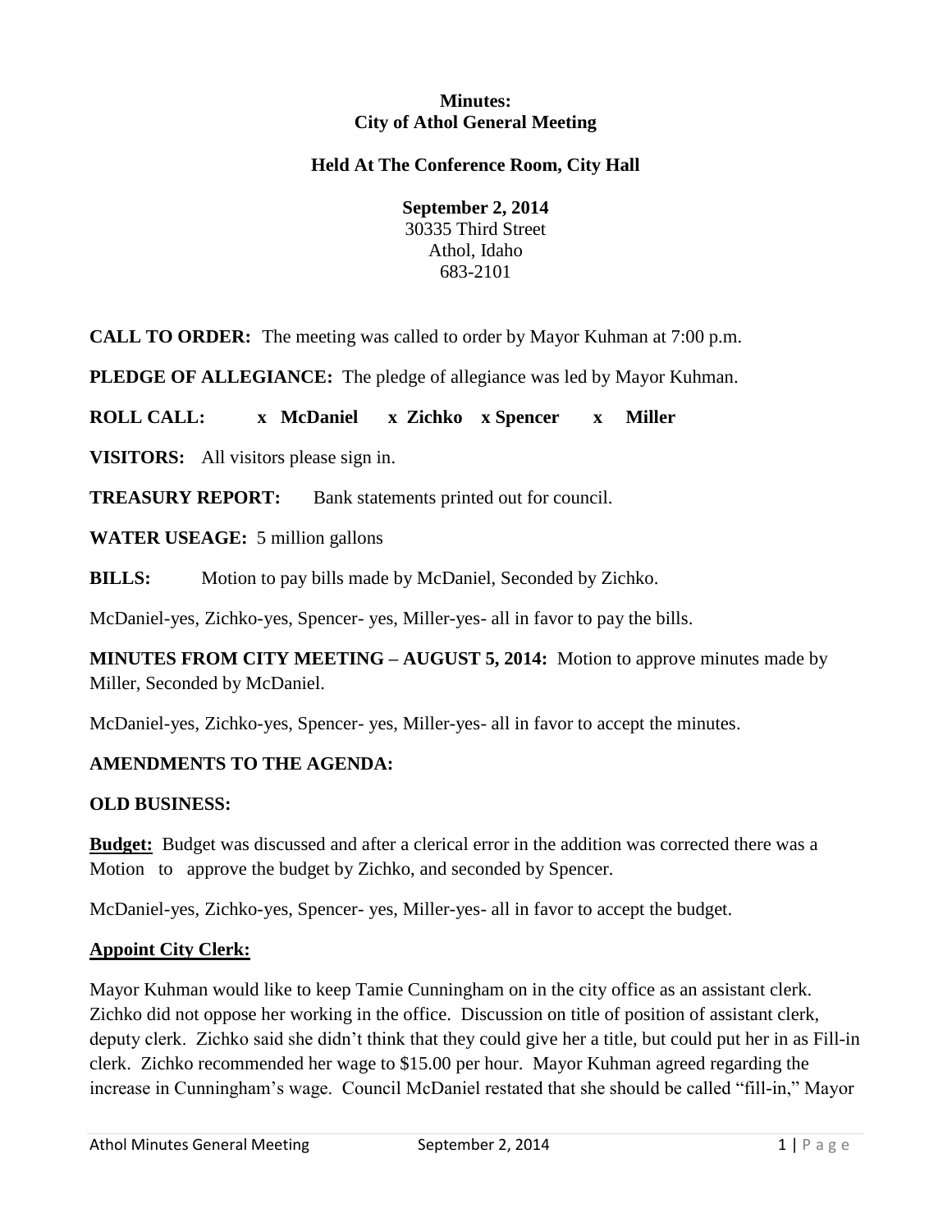**Minutes:**
**City of Athol General Meeting**

**Held At The Conference Room, City Hall**

**September 2, 2014**
30335 Third Street
Athol, Idaho
683-2101

**CALL TO ORDER:** The meeting was called to order by Mayor Kuhman at 7:00 p.m.

**PLEDGE OF ALLEGIANCE:** The pledge of allegiance was led by Mayor Kuhman.

**ROLL CALL: x McDaniel x Zichko x Spencer x Miller**

**VISITORS:** All visitors please sign in.

**TREASURY REPORT:** Bank statements printed out for council.

**WATER USEAGE:** 5 million gallons

**BILLS:** Motion to pay bills made by McDaniel, Seconded by Zichko.

McDaniel-yes, Zichko-yes, Spencer- yes, Miller-yes- all in favor to pay the bills.

**MINUTES FROM CITY MEETING – AUGUST 5, 2014:** Motion to approve minutes made by Miller, Seconded by McDaniel.

McDaniel-yes, Zichko-yes, Spencer- yes, Miller-yes- all in favor to accept the minutes.

**AMENDMENTS TO THE AGENDA:**

**OLD BUSINESS:**

**Budget:** Budget was discussed and after a clerical error in the addition was corrected there was a Motion to approve the budget by Zichko, and seconded by Spencer.

McDaniel-yes, Zichko-yes, Spencer- yes, Miller-yes- all in favor to accept the budget.

**Appoint City Clerk:**

Mayor Kuhman would like to keep Tamie Cunningham on in the city office as an assistant clerk. Zichko did not oppose her working in the office. Discussion on title of position of assistant clerk, deputy clerk. Zichko said she didn't think that they could give her a title, but could put her in as Fill-in clerk. Zichko recommended her wage to $15.00 per hour. Mayor Kuhman agreed regarding the increase in Cunningham's wage. Council McDaniel restated that she should be called "fill-in," Mayor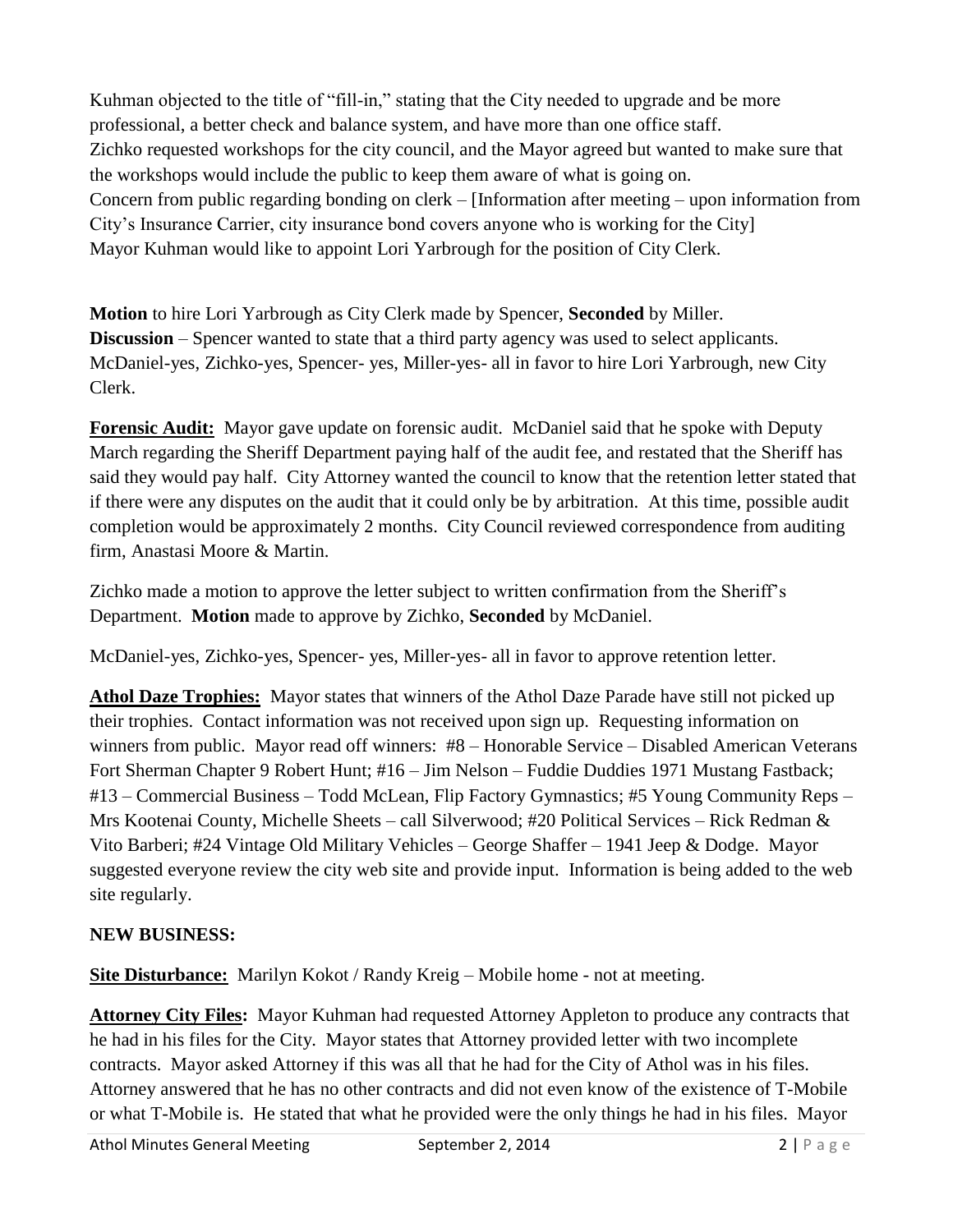Kuhman objected to the title of "fill-in," stating that the City needed to upgrade and be more professional, a better check and balance system, and have more than one office staff.
Zichko requested workshops for the city council, and the Mayor agreed but wanted to make sure that the workshops would include the public to keep them aware of what is going on.
Concern from public regarding bonding on clerk – [Information after meeting – upon information from City's Insurance Carrier, city insurance bond covers anyone who is working for the City]
Mayor Kuhman would like to appoint Lori Yarbrough for the position of City Clerk.

**Motion** to hire Lori Yarbrough as City Clerk made by Spencer, **Seconded** by Miller.
**Discussion** – Spencer wanted to state that a third party agency was used to select applicants.
McDaniel-yes, Zichko-yes, Spencer- yes, Miller-yes- all in favor to hire Lori Yarbrough, new City Clerk.

**Forensic Audit:** Mayor gave update on forensic audit. McDaniel said that he spoke with Deputy March regarding the Sheriff Department paying half of the audit fee, and restated that the Sheriff has said they would pay half. City Attorney wanted the council to know that the retention letter stated that if there were any disputes on the audit that it could only be by arbitration. At this time, possible audit completion would be approximately 2 months. City Council reviewed correspondence from auditing firm, Anastasi Moore & Martin.

Zichko made a motion to approve the letter subject to written confirmation from the Sheriff's Department. **Motion** made to approve by Zichko, **Seconded** by McDaniel.

McDaniel-yes, Zichko-yes, Spencer- yes, Miller-yes- all in favor to approve retention letter.

**Athol Daze Trophies:** Mayor states that winners of the Athol Daze Parade have still not picked up their trophies. Contact information was not received upon sign up. Requesting information on winners from public. Mayor read off winners: #8 – Honorable Service – Disabled American Veterans Fort Sherman Chapter 9 Robert Hunt; #16 – Jim Nelson – Fuddie Duddies 1971 Mustang Fastback; #13 – Commercial Business – Todd McLean, Flip Factory Gymnastics; #5 Young Community Reps – Mrs Kootenai County, Michelle Sheets – call Silverwood; #20 Political Services – Rick Redman & Vito Barberi; #24 Vintage Old Military Vehicles – George Shaffer – 1941 Jeep & Dodge. Mayor suggested everyone review the city web site and provide input. Information is being added to the web site regularly.

**NEW BUSINESS:**

**Site Disturbance:** Marilyn Kokot / Randy Kreig – Mobile home - not at meeting.

**Attorney City Files:** Mayor Kuhman had requested Attorney Appleton to produce any contracts that he had in his files for the City. Mayor states that Attorney provided letter with two incomplete contracts. Mayor asked Attorney if this was all that he had for the City of Athol was in his files. Attorney answered that he has no other contracts and did not even know of the existence of T-Mobile or what T-Mobile is. He stated that what he provided were the only things he had in his files. Mayor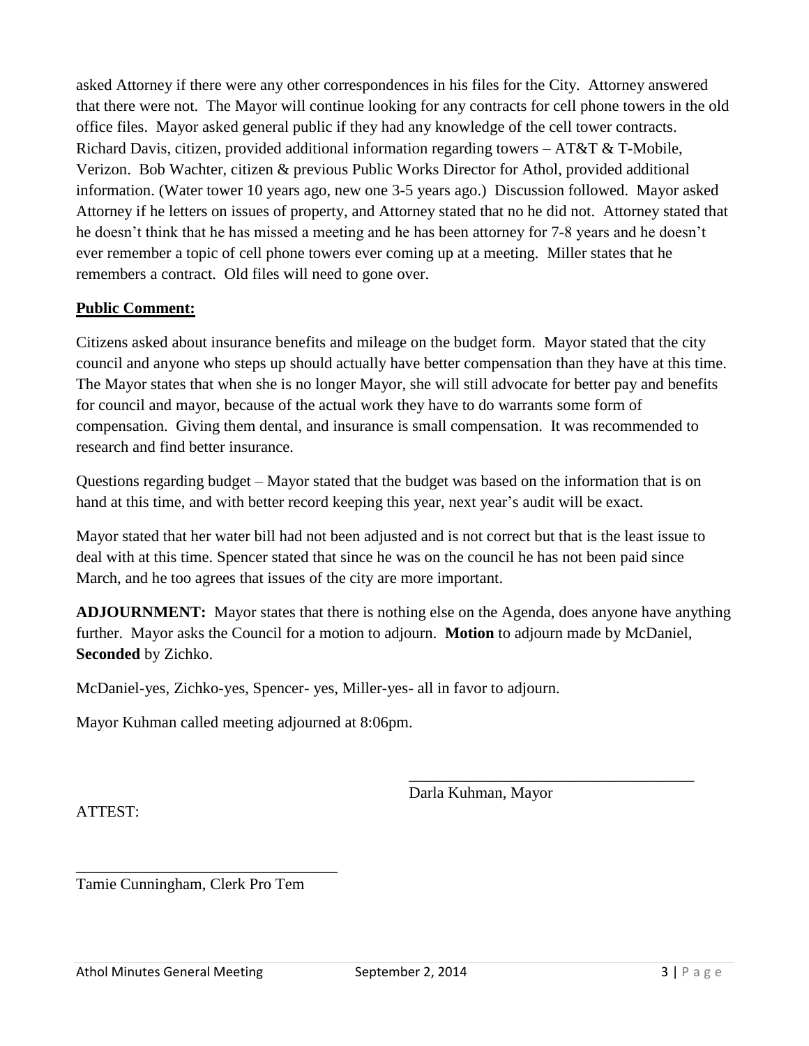asked Attorney if there were any other correspondences in his files for the City. Attorney answered that there were not. The Mayor will continue looking for any contracts for cell phone towers in the old office files. Mayor asked general public if they had any knowledge of the cell tower contracts. Richard Davis, citizen, provided additional information regarding towers – AT&T & T-Mobile, Verizon. Bob Wachter, citizen & previous Public Works Director for Athol, provided additional information. (Water tower 10 years ago, new one 3-5 years ago.) Discussion followed. Mayor asked Attorney if he letters on issues of property, and Attorney stated that no he did not. Attorney stated that he doesn't think that he has missed a meeting and he has been attorney for 7-8 years and he doesn't ever remember a topic of cell phone towers ever coming up at a meeting. Miller states that he remembers a contract. Old files will need to gone over.

**Public Comment:**

Citizens asked about insurance benefits and mileage on the budget form. Mayor stated that the city council and anyone who steps up should actually have better compensation than they have at this time. The Mayor states that when she is no longer Mayor, she will still advocate for better pay and benefits for council and mayor, because of the actual work they have to do warrants some form of compensation. Giving them dental, and insurance is small compensation. It was recommended to research and find better insurance.

Questions regarding budget – Mayor stated that the budget was based on the information that is on hand at this time, and with better record keeping this year, next year's audit will be exact.

Mayor stated that her water bill had not been adjusted and is not correct but that is the least issue to deal with at this time. Spencer stated that since he was on the council he has not been paid since March, and he too agrees that issues of the city are more important.

**ADJOURNMENT:** Mayor states that there is nothing else on the Agenda, does anyone have anything further. Mayor asks the Council for a motion to adjourn. **Motion** to adjourn made by McDaniel, **Seconded** by Zichko.

McDaniel-yes, Zichko-yes, Spencer- yes, Miller-yes- all in favor to adjourn.

Mayor Kuhman called meeting adjourned at 8:06pm.

\_\_\_\_\_\_\_\_\_\_\_\_\_\_\_\_\_\_\_\_\_\_\_\_\_\_\_\_\_\_\_\_\_\_\_\_

Darla Kuhman, Mayor

ATTEST:

\_\_\_\_\_\_\_\_\_\_\_\_\_\_\_\_\_\_\_\_\_\_\_\_\_\_\_\_\_\_\_\_\_\_\_\_

Tamie Cunningham, Clerk Pro Tem